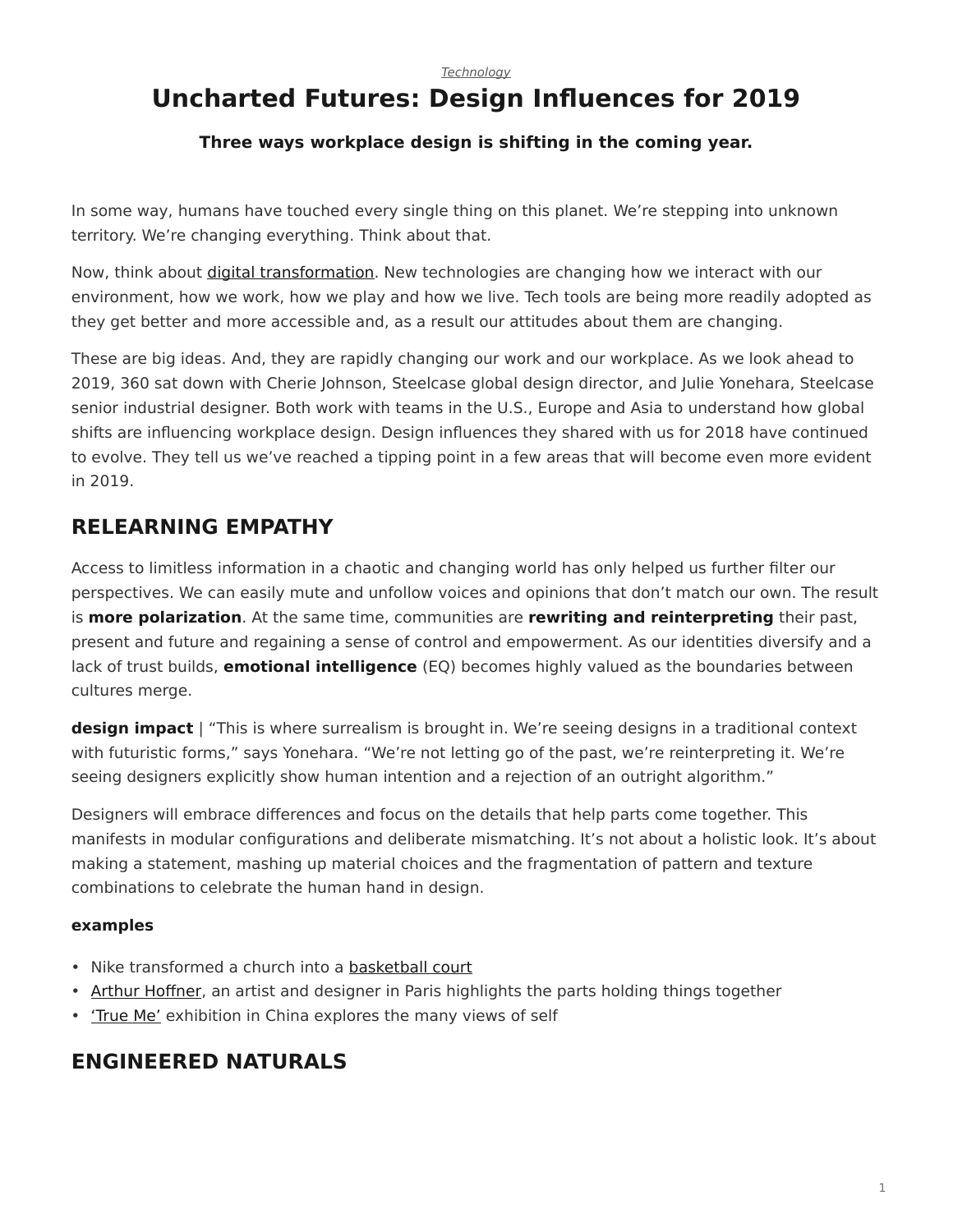*Technology*

# Uncharted Futures: Design Influences for 2019

**Three ways workplace design is shifting in the coming year.**

In some way, humans have touched every single thing on this planet. We're stepping into unknown territory. We're changing everything. Think about that.

Now, think about digital transformation. New technologies are changing how we interact with our environment, how we work, how we play and how we live. Tech tools are being more readily adopted as they get better and more accessible and, as a result our attitudes about them are changing.

These are big ideas. And, they are rapidly changing our work and our workplace. As we look ahead to 2019, 360 sat down with Cherie Johnson, Steelcase global design director, and Julie Yonehara, Steelcase senior industrial designer. Both work with teams in the U.S., Europe and Asia to understand how global shifts are influencing workplace design. Design influences they shared with us for 2018 have continued to evolve. They tell us we've reached a tipping point in a few areas that will become even more evident in 2019.

## RELEARNING EMPATHY

Access to limitless information in a chaotic and changing world has only helped us further filter our perspectives. We can easily mute and unfollow voices and opinions that don't match our own. The result is **more polarization**. At the same time, communities are **rewriting and reinterpreting** their past, present and future and regaining a sense of control and empowerment. As our identities diversify and a lack of trust builds, **emotional intelligence** (EQ) becomes highly valued as the boundaries between cultures merge.

**design impact** | "This is where surrealism is brought in. We're seeing designs in a traditional context with futuristic forms," says Yonehara. "We're not letting go of the past, we're reinterpreting it. We're seeing designers explicitly show human intention and a rejection of an outright algorithm."

Designers will embrace differences and focus on the details that help parts come together. This manifests in modular configurations and deliberate mismatching. It's not about a holistic look. It's about making a statement, mashing up material choices and the fragmentation of pattern and texture combinations to celebrate the human hand in design.

**examples**

- Nike transformed a church into a basketball court
- Arthur Hoffner, an artist and designer in Paris highlights the parts holding things together
- 'True Me' exhibition in China explores the many views of self

## ENGINEERED NATURALS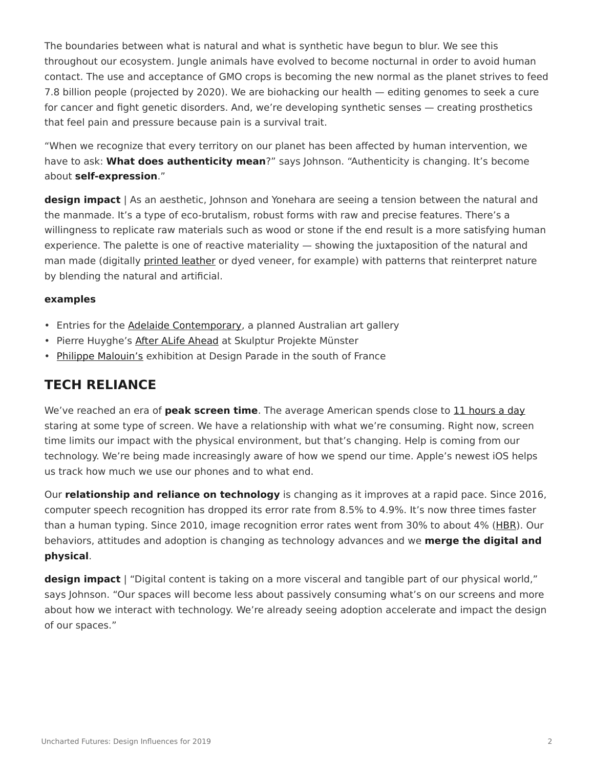The boundaries between what is natural and what is synthetic have begun to blur. We see this throughout our ecosystem. Jungle animals have evolved to become nocturnal in order to avoid human contact. The use and acceptance of GMO crops is becoming the new normal as the planet strives to feed 7.8 billion people (projected by 2020). We are biohacking our health — editing genomes to seek a cure for cancer and fight genetic disorders. And, we're developing synthetic senses — creating prosthetics that feel pain and pressure because pain is a survival trait.

"When we recognize that every territory on our planet has been affected by human intervention, we have to ask: **What does authenticity mean**?" says Johnson. "Authenticity is changing. It's become about **self-expression**."

**design impact** | As an aesthetic, Johnson and Yonehara are seeing a tension between the natural and the manmade. It's a type of eco-brutalism, robust forms with raw and precise features. There's a willingness to replicate raw materials such as wood or stone if the end result is a more satisfying human experience. The palette is one of reactive materiality — showing the juxtaposition of the natural and man made (digitally printed leather or dyed veneer, for example) with patterns that reinterpret nature by blending the natural and artificial.

**examples**

- Entries for the Adelaide Contemporary, a planned Australian art gallery
- Pierre Huyghe's After ALife Ahead at Skulptur Projekte Münster
- Philippe Malouin's exhibition at Design Parade in the south of France

## TECH RELIANCE

We've reached an era of **peak screen time**. The average American spends close to 11 hours a day staring at some type of screen. We have a relationship with what we're consuming. Right now, screen time limits our impact with the physical environment, but that's changing. Help is coming from our technology. We're being made increasingly aware of how we spend our time. Apple's newest iOS helps us track how much we use our phones and to what end.

Our **relationship and reliance on technology** is changing as it improves at a rapid pace. Since 2016, computer speech recognition has dropped its error rate from 8.5% to 4.9%. It's now three times faster than a human typing. Since 2010, image recognition error rates went from 30% to about 4% (HBR). Our behaviors, attitudes and adoption is changing as technology advances and we **merge the digital and physical**.

**design impact** | "Digital content is taking on a more visceral and tangible part of our physical world," says Johnson. "Our spaces will become less about passively consuming what's on our screens and more about how we interact with technology. We're already seeing adoption accelerate and impact the design of our spaces."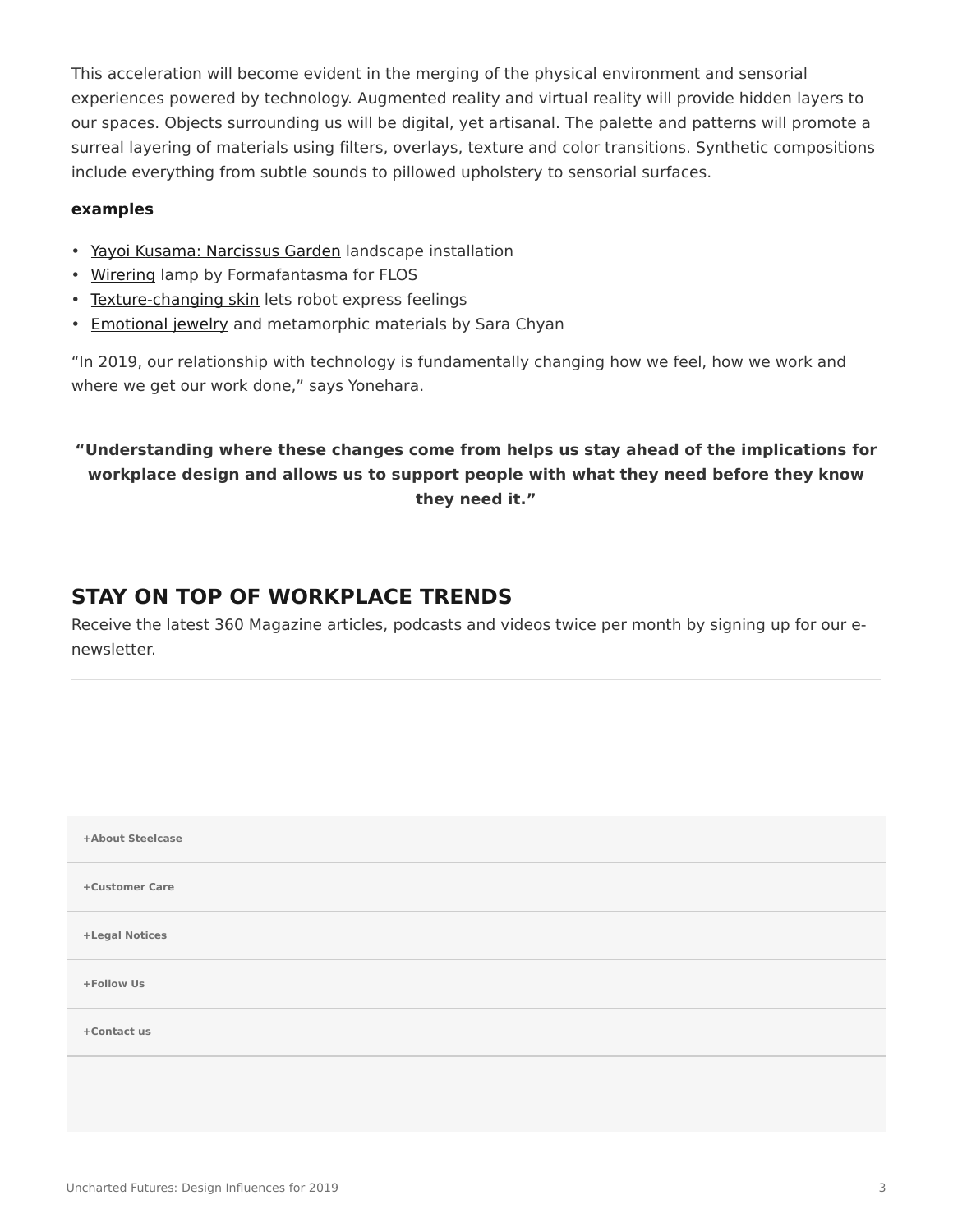This acceleration will become evident in the merging of the physical environment and sensorial experiences powered by technology. Augmented reality and virtual reality will provide hidden layers to our spaces. Objects surrounding us will be digital, yet artisanal. The palette and patterns will promote a surreal layering of materials using filters, overlays, texture and color transitions. Synthetic compositions include everything from subtle sounds to pillowed upholstery to sensorial surfaces.

**examples**

- Yayoi Kusama: Narcissus Garden landscape installation
- Wirering lamp by Formafantasma for FLOS
- Texture-changing skin lets robot express feelings
- Emotional jewelry and metamorphic materials by Sara Chyan

“In 2019, our relationship with technology is fundamentally changing how we feel, how we work and where we get our work done,” says Yonehara.

**“Understanding where these changes come from helps us stay ahead of the implications for workplace design and allows us to support people with what they need before they know they need it.”**

---

## STAY ON TOP OF WORKPLACE TRENDS

Receive the latest 360 Magazine articles, podcasts and videos twice per month by signing up for our e-newsletter.

---

**+About Steelcase**

**+Customer Care**

**+Legal Notices**

**+Follow Us**

**+Contact us**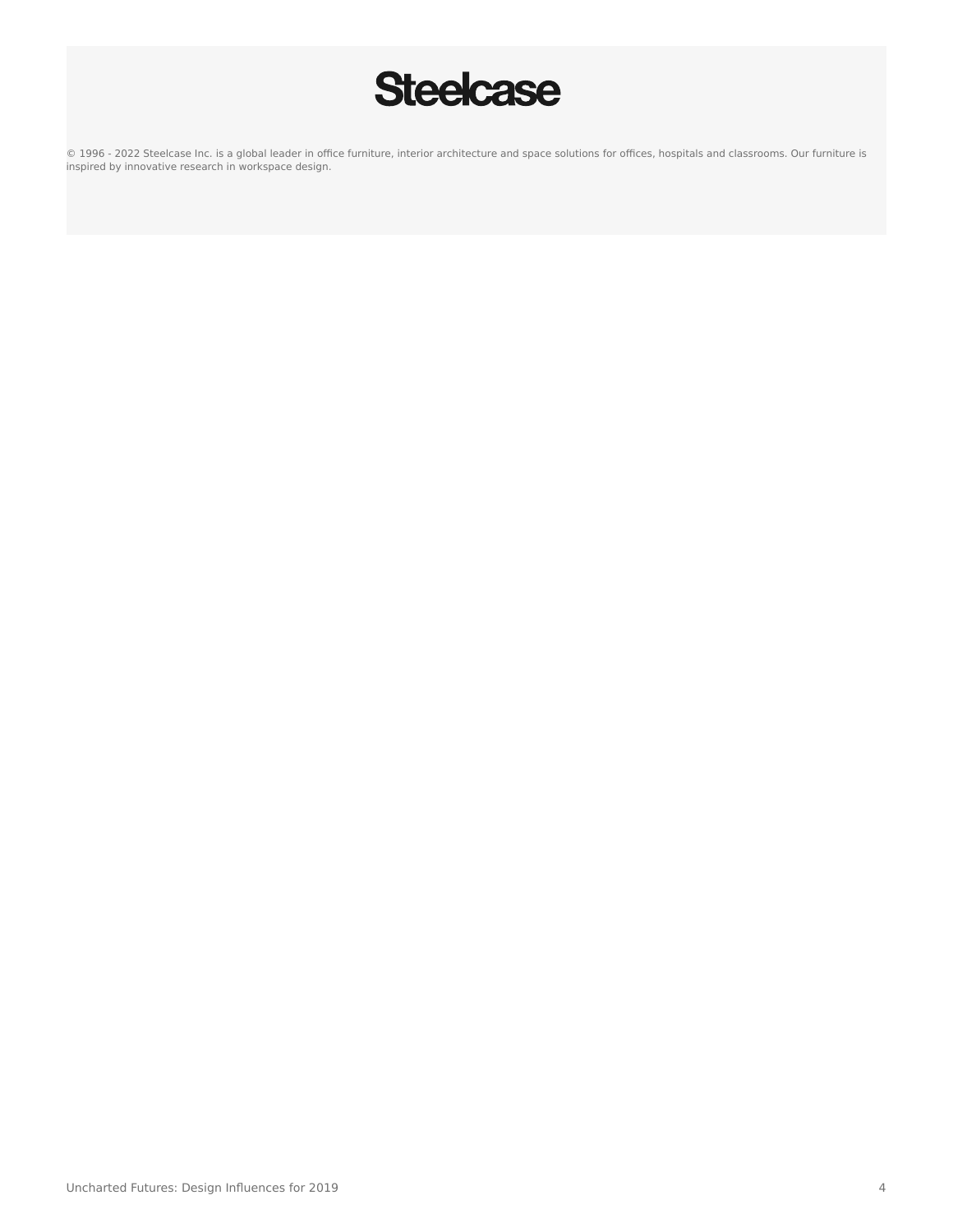Steelcase

© 1996 - 2022 Steelcase Inc. is a global leader in office furniture, interior architecture and space solutions for offices, hospitals and classrooms. Our furniture is inspired by innovative research in workspace design.